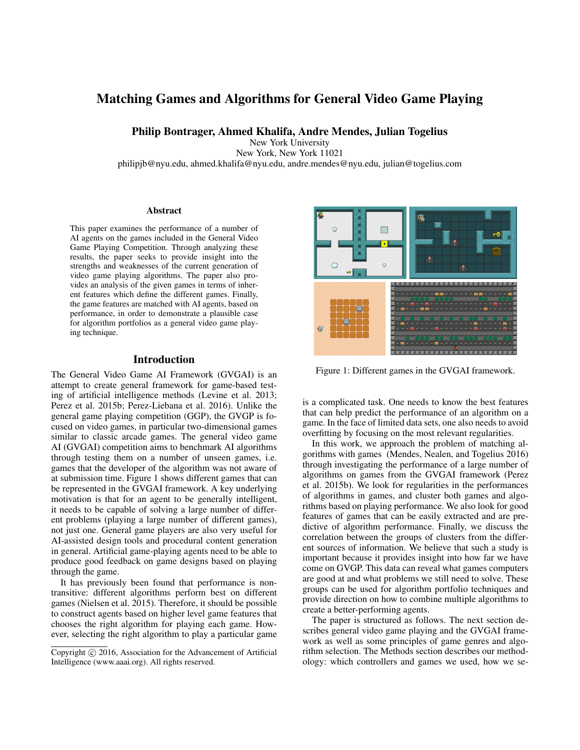# Matching Games and Algorithms for General Video Game Playing

**Philip Bontrager, Ahmed Khalifa, Andre Mendes, Julian Togelius**

New York University
New York, New York 11021
philipjb@nyu.edu, ahmed.khalifa@nyu.edu, andre.mendes@nyu.edu, julian@togelius.com

### Abstract

This paper examines the performance of a number of AI agents on the games included in the General Video Game Playing Competition. Through analyzing these results, the paper seeks to provide insight into the strengths and weaknesses of the current generation of video game playing algorithms. The paper also provides an analysis of the given games in terms of inherent features which define the different games. Finally, the game features are matched with AI agents, based on performance, in order to demonstrate a plausible case for algorithm portfolios as a general video game playing technique.

## Introduction

The General Video Game AI Framework (GVGAI) is an attempt to create general framework for game-based testing of artificial intelligence methods (Levine et al. 2013; Perez et al. 2015b; Perez-Liebana et al. 2016). Unlike the general game playing competition (GGP), the GVGP is focused on video games, in particular two-dimensional games similar to classic arcade games. The general video game AI (GVGAI) competition aims to benchmark AI algorithms through testing them on a number of unseen games, i.e. games that the developer of the algorithm was not aware of at submission time. Figure 1 shows different games that can be represented in the GVGAI framework. A key underlying motivation is that for an agent to be generally intelligent, it needs to be capable of solving a large number of different problems (playing a large number of different games), not just one. General game players are also very useful for AI-assisted design tools and procedural content generation in general. Artificial game-playing agents need to be able to produce good feedback on game designs based on playing through the game.

It has previously been found that performance is non-transitive: different algorithms perform best on different games (Nielsen et al. 2015). Therefore, it should be possible to construct agents based on higher level game features that chooses the right algorithm for playing each game. However, selecting the right algorithm to play a particular game

Figure 1: Different games in the GVGAI framework.

is a complicated task. One needs to know the best features that can help predict the performance of an algorithm on a game. In the face of limited data sets, one also needs to avoid overfitting by focusing on the most relevant regularities.

In this work, we approach the problem of matching algorithms with games (Mendes, Nealen, and Togelius 2016) through investigating the performance of a large number of algorithms on games from the GVGAI framework (Perez et al. 2015b). We look for regularities in the performances of algorithms in games, and cluster both games and algorithms based on playing performance. We also look for good features of games that can be easily extracted and are predictive of algorithm performance. Finally, we discuss the correlation between the groups of clusters from the different sources of information. We believe that such a study is important because it provides insight into how far we have come on GVGP. This data can reveal what games computers are good at and what problems we still need to solve. These groups can be used for algorithm portfolio techniques and provide direction on how to combine multiple algorithms to create a better-performing agents.

The paper is structured as follows. The next section describes general video game playing and the GVGAI framework as well as some principles of game genres and algorithm selection. The Methods section describes our methodology: which controllers and games we used, how we se-

Copyright © 2016, Association for the Advancement of Artificial Intelligence (www.aaai.org). All rights reserved.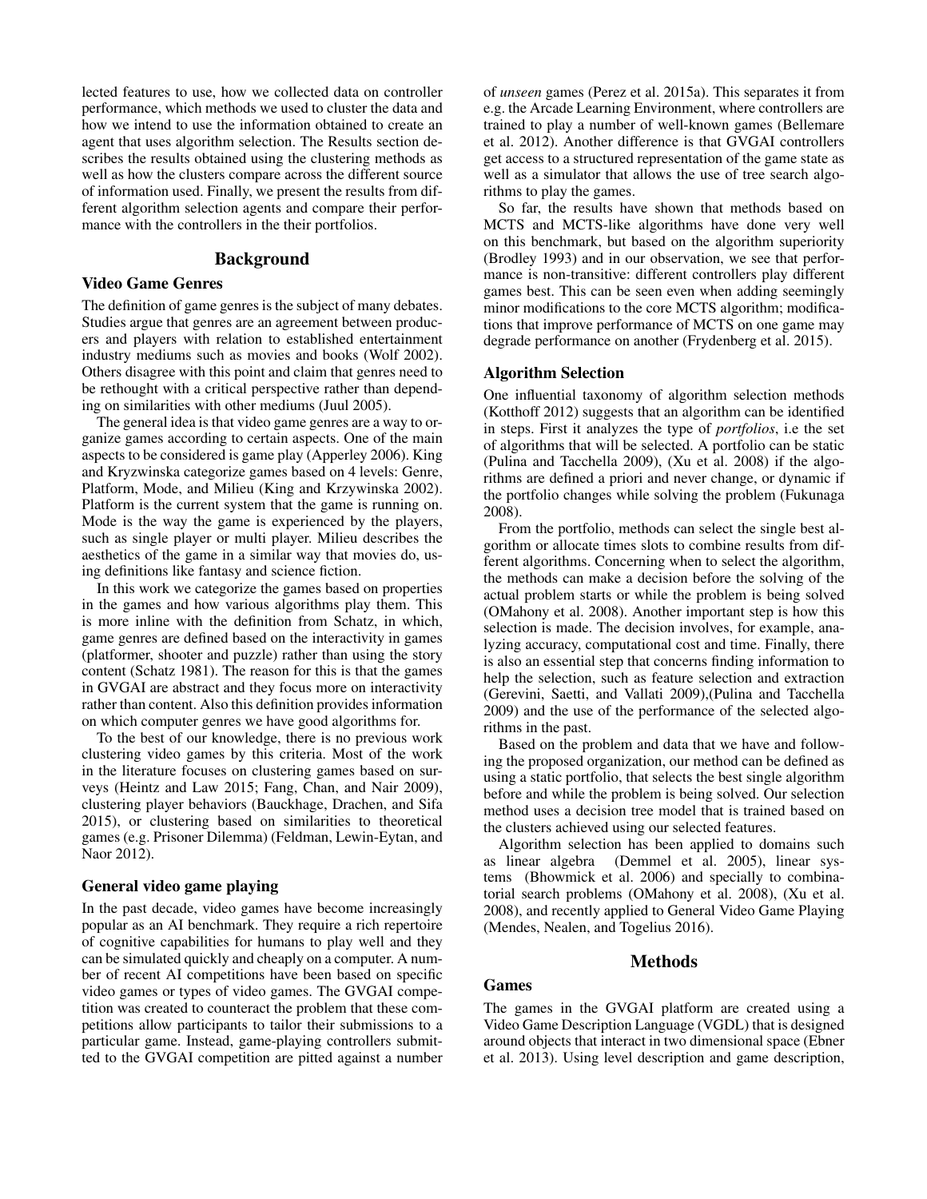lected features to use, how we collected data on controller performance, which methods we used to cluster the data and how we intend to use the information obtained to create an agent that uses algorithm selection. The Results section describes the results obtained using the clustering methods as well as how the clusters compare across the different source of information used. Finally, we present the results from different algorithm selection agents and compare their performance with the controllers in the their portfolios.

## Background

### Video Game Genres

The definition of game genres is the subject of many debates. Studies argue that genres are an agreement between producers and players with relation to established entertainment industry mediums such as movies and books (Wolf 2002). Others disagree with this point and claim that genres need to be rethought with a critical perspective rather than depending on similarities with other mediums (Juul 2005).

The general idea is that video game genres are a way to organize games according to certain aspects. One of the main aspects to be considered is game play (Apperley 2006). King and Kryzwinska categorize games based on 4 levels: Genre, Platform, Mode, and Milieu (King and Krzywinska 2002). Platform is the current system that the game is running on. Mode is the way the game is experienced by the players, such as single player or multi player. Milieu describes the aesthetics of the game in a similar way that movies do, using definitions like fantasy and science fiction.

In this work we categorize the games based on properties in the games and how various algorithms play them. This is more inline with the definition from Schatz, in which, game genres are defined based on the interactivity in games (platformer, shooter and puzzle) rather than using the story content (Schatz 1981). The reason for this is that the games in GVGAI are abstract and they focus more on interactivity rather than content. Also this definition provides information on which computer genres we have good algorithms for.

To the best of our knowledge, there is no previous work clustering video games by this criteria. Most of the work in the literature focuses on clustering games based on surveys (Heintz and Law 2015; Fang, Chan, and Nair 2009), clustering player behaviors (Bauckhage, Drachen, and Sifa 2015), or clustering based on similarities to theoretical games (e.g. Prisoner Dilemma) (Feldman, Lewin-Eytan, and Naor 2012).

### General video game playing

In the past decade, video games have become increasingly popular as an AI benchmark. They require a rich repertoire of cognitive capabilities for humans to play well and they can be simulated quickly and cheaply on a computer. A number of recent AI competitions have been based on specific video games or types of video games. The GVGAI competition was created to counteract the problem that these competitions allow participants to tailor their submissions to a particular game. Instead, game-playing controllers submitted to the GVGAI competition are pitted against a number of *unseen* games (Perez et al. 2015a). This separates it from e.g. the Arcade Learning Environment, where controllers are trained to play a number of well-known games (Bellemare et al. 2012). Another difference is that GVGAI controllers get access to a structured representation of the game state as well as a simulator that allows the use of tree search algorithms to play the games.

So far, the results have shown that methods based on MCTS and MCTS-like algorithms have done very well on this benchmark, but based on the algorithm superiority (Brodley 1993) and in our observation, we see that performance is non-transitive: different controllers play different games best. This can be seen even when adding seemingly minor modifications to the core MCTS algorithm; modifications that improve performance of MCTS on one game may degrade performance on another (Frydenberg et al. 2015).

### Algorithm Selection

One influential taxonomy of algorithm selection methods (Kotthoff 2012) suggests that an algorithm can be identified in steps. First it analyzes the type of *portfolios*, i.e the set of algorithms that will be selected. A portfolio can be static (Pulina and Tacchella 2009), (Xu et al. 2008) if the algorithms are defined a priori and never change, or dynamic if the portfolio changes while solving the problem (Fukunaga 2008).

From the portfolio, methods can select the single best algorithm or allocate times slots to combine results from different algorithms. Concerning when to select the algorithm, the methods can make a decision before the solving of the actual problem starts or while the problem is being solved (OMahony et al. 2008). Another important step is how this selection is made. The decision involves, for example, analyzing accuracy, computational cost and time. Finally, there is also an essential step that concerns finding information to help the selection, such as feature selection and extraction (Gerevini, Saetti, and Vallati 2009),(Pulina and Tacchella 2009) and the use of the performance of the selected algorithms in the past.

Based on the problem and data that we have and following the proposed organization, our method can be defined as using a static portfolio, that selects the best single algorithm before and while the problem is being solved. Our selection method uses a decision tree model that is trained based on the clusters achieved using our selected features.

Algorithm selection has been applied to domains such as linear algebra (Demmel et al. 2005), linear systems (Bhowmick et al. 2006) and specially to combinatorial search problems (OMahony et al. 2008), (Xu et al. 2008), and recently applied to General Video Game Playing (Mendes, Nealen, and Togelius 2016).

## Methods

### Games

The games in the GVGAI platform are created using a Video Game Description Language (VGDL) that is designed around objects that interact in two dimensional space (Ebner et al. 2013). Using level description and game description,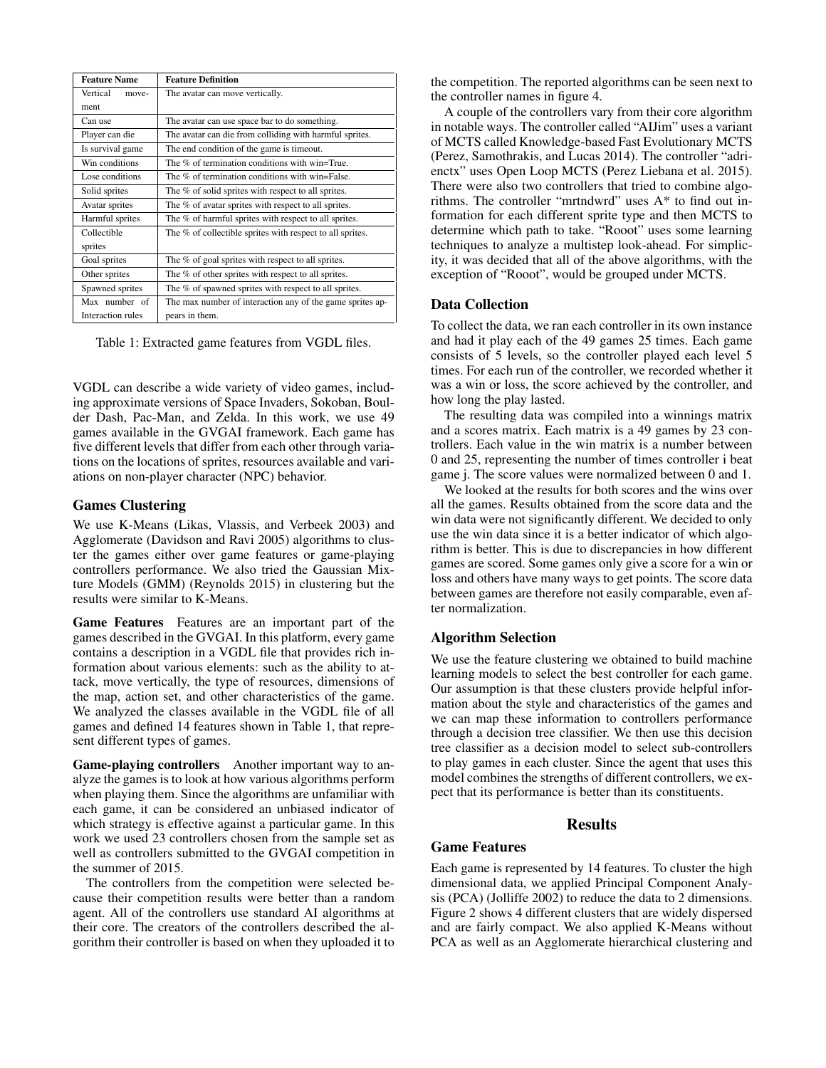| Feature Name | Feature Definition |
| --- | --- |
| Vertical movement | The avatar can move vertically. |
| Can use | The avatar can use space bar to do something. |
| Player can die | The avatar can die from colliding with harmful sprites. |
| Is survival game | The end condition of the game is timeout. |
| Win conditions | The % of termination conditions with win=True. |
| Lose conditions | The % of termination conditions with win=False. |
| Solid sprites | The % of solid sprites with respect to all sprites. |
| Avatar sprites | The % of avatar sprites with respect to all sprites. |
| Harmful sprites | The % of harmful sprites with respect to all sprites. |
| Collectible sprites | The % of collectible sprites with respect to all sprites. |
| Goal sprites | The % of goal sprites with respect to all sprites. |
| Other sprites | The % of other sprites with respect to all sprites. |
| Spawned sprites | The % of spawned sprites with respect to all sprites. |
| Max number of Interaction rules | The max number of interaction any of the game sprites appears in them. |

Table 1: Extracted game features from VGDL files.

VGDL can describe a wide variety of video games, including approximate versions of Space Invaders, Sokoban, Boulder Dash, Pac-Man, and Zelda. In this work, we use 49 games available in the GVGAI framework. Each game has five different levels that differ from each other through variations on the locations of sprites, resources available and variations on non-player character (NPC) behavior.

## Games Clustering

We use K-Means (Likas, Vlassis, and Verbeek 2003) and Agglomerate (Davidson and Ravi 2005) algorithms to cluster the games either over game features or game-playing controllers performance. We also tried the Gaussian Mixture Models (GMM) (Reynolds 2015) in clustering but the results were similar to K-Means.

**Game Features** Features are an important part of the games described in the GVGAI. In this platform, every game contains a description in a VGDL file that provides rich information about various elements: such as the ability to attack, move vertically, the type of resources, dimensions of the map, action set, and other characteristics of the game. We analyzed the classes available in the VGDL file of all games and defined 14 features shown in Table 1, that represent different types of games.

**Game-playing controllers** Another important way to analyze the games is to look at how various algorithms perform when playing them. Since the algorithms are unfamiliar with each game, it can be considered an unbiased indicator of which strategy is effective against a particular game. In this work we used 23 controllers chosen from the sample set as well as controllers submitted to the GVGAI competition in the summer of 2015.

The controllers from the competition were selected because their competition results were better than a random agent. All of the controllers use standard AI algorithms at their core. The creators of the controllers described the algorithm their controller is based on when they uploaded it to the competition. The reported algorithms can be seen next to the controller names in figure 4.

A couple of the controllers vary from their core algorithm in notable ways. The controller called "AIJim" uses a variant of MCTS called Knowledge-based Fast Evolutionary MCTS (Perez, Samothrakis, and Lucas 2014). The controller "adrienctx" uses Open Loop MCTS (Perez Liebana et al. 2015). There were also two controllers that tried to combine algorithms. The controller "mrtndwrd" uses A* to find out information for each different sprite type and then MCTS to determine which path to take. "Rooot" uses some learning techniques to analyze a multistep look-ahead. For simplicity, it was decided that all of the above algorithms, with the exception of "Rooot", would be grouped under MCTS.

## Data Collection

To collect the data, we ran each controller in its own instance and had it play each of the 49 games 25 times. Each game consists of 5 levels, so the controller played each level 5 times. For each run of the controller, we recorded whether it was a win or loss, the score achieved by the controller, and how long the play lasted.

The resulting data was compiled into a winnings matrix and a scores matrix. Each matrix is a 49 games by 23 controllers. Each value in the win matrix is a number between 0 and 25, representing the number of times controller i beat game j. The score values were normalized between 0 and 1.

We looked at the results for both scores and the wins over all the games. Results obtained from the score data and the win data were not significantly different. We decided to only use the win data since it is a better indicator of which algorithm is better. This is due to discrepancies in how different games are scored. Some games only give a score for a win or loss and others have many ways to get points. The score data between games are therefore not easily comparable, even after normalization.

## Algorithm Selection

We use the feature clustering we obtained to build machine learning models to select the best controller for each game. Our assumption is that these clusters provide helpful information about the style and characteristics of the games and we can map these information to controllers performance through a decision tree classifier. We then use this decision tree classifier as a decision model to select sub-controllers to play games in each cluster. Since the agent that uses this model combines the strengths of different controllers, we expect that its performance is better than its constituents.

# Results

## Game Features

Each game is represented by 14 features. To cluster the high dimensional data, we applied Principal Component Analysis (PCA) (Jolliffe 2002) to reduce the data to 2 dimensions. Figure 2 shows 4 different clusters that are widely dispersed and are fairly compact. We also applied K-Means without PCA as well as an Agglomerate hierarchical clustering and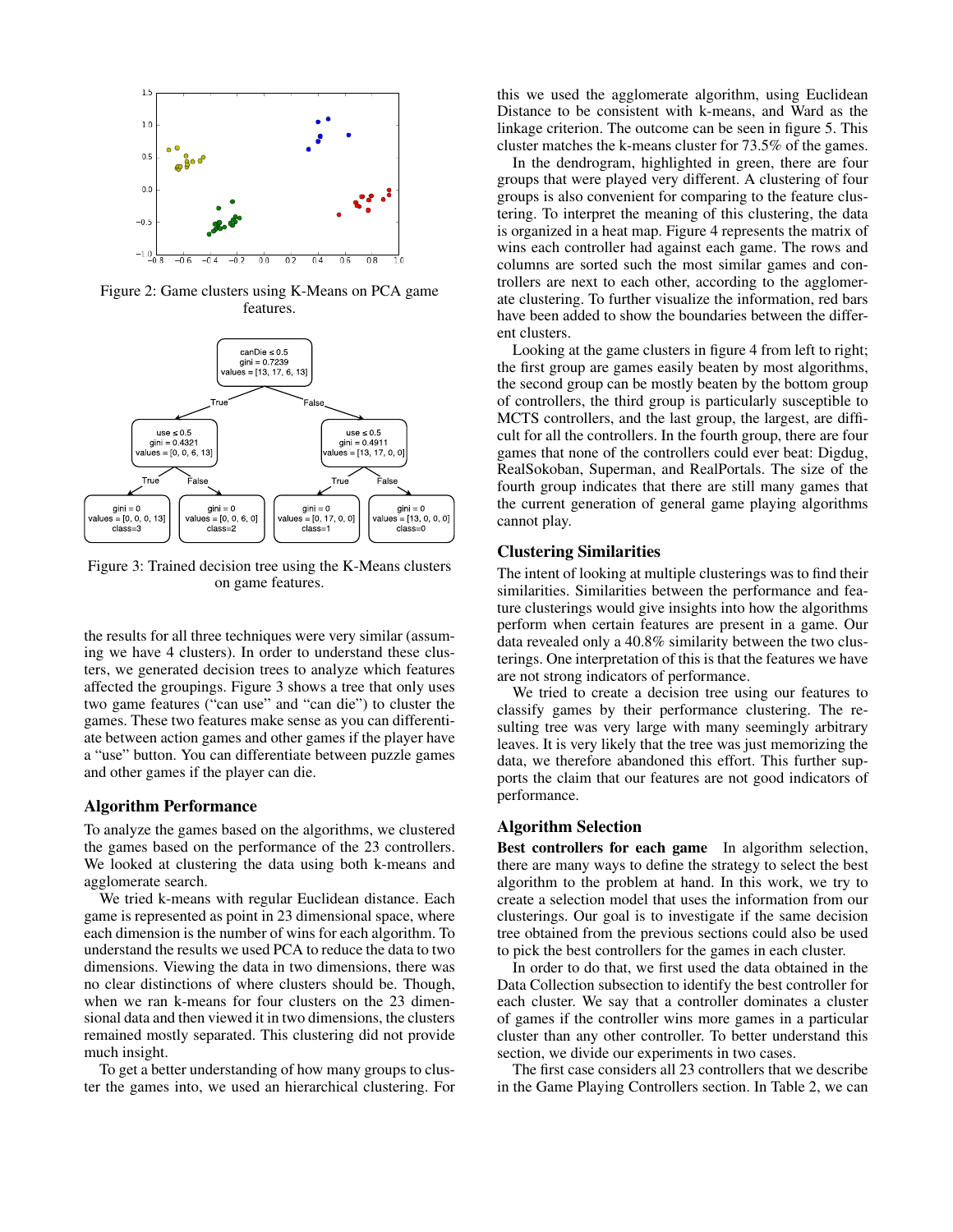Figure 2: Game clusters using K-Means on PCA game features.

Figure 3: Trained decision tree using the K-Means clusters on game features.

the results for all three techniques were very similar (assuming we have 4 clusters). In order to understand these clusters, we generated decision trees to analyze which features affected the groupings. Figure 3 shows a tree that only uses two game features ("can use" and "can die") to cluster the games. These two features make sense as you can differentiate between action games and other games if the player have a "use" button. You can differentiate between puzzle games and other games if the player can die.

## Algorithm Performance

To analyze the games based on the algorithms, we clustered the games based on the performance of the 23 controllers. We looked at clustering the data using both k-means and agglomerate search.

We tried k-means with regular Euclidean distance. Each game is represented as point in 23 dimensional space, where each dimension is the number of wins for each algorithm. To understand the results we used PCA to reduce the data to two dimensions. Viewing the data in two dimensions, there was no clear distinctions of where clusters should be. Though, when we ran k-means for four clusters on the 23 dimensional data and then viewed it in two dimensions, the clusters remained mostly separated. This clustering did not provide much insight.

To get a better understanding of how many groups to cluster the games into, we used an hierarchical clustering. For this we used the agglomerate algorithm, using Euclidean Distance to be consistent with k-means, and Ward as the linkage criterion. The outcome can be seen in figure 5. This cluster matches the k-means cluster for 73.5% of the games.

In the dendrogram, highlighted in green, there are four groups that were played very different. A clustering of four groups is also convenient for comparing to the feature clustering. To interpret the meaning of this clustering, the data is organized in a heat map. Figure 4 represents the matrix of wins each controller had against each game. The rows and columns are sorted such the most similar games and controllers are next to each other, according to the agglomerate clustering. To further visualize the information, red bars have been added to show the boundaries between the different clusters.

Looking at the game clusters in figure 4 from left to right; the first group are games easily beaten by most algorithms, the second group can be mostly beaten by the bottom group of controllers, the third group is particularly susceptible to MCTS controllers, and the last group, the largest, are difficult for all the controllers. In the fourth group, there are four games that none of the controllers could ever beat: Digdug, RealSokoban, Superman, and RealPortals. The size of the fourth group indicates that there are still many games that the current generation of general game playing algorithms cannot play.

## Clustering Similarities

The intent of looking at multiple clusterings was to find their similarities. Similarities between the performance and feature clusterings would give insights into how the algorithms perform when certain features are present in a game. Our data revealed only a 40.8% similarity between the two clusterings. One interpretation of this is that the features we have are not strong indicators of performance.

We tried to create a decision tree using our features to classify games by their performance clustering. The resulting tree was very large with many seemingly arbitrary leaves. It is very likely that the tree was just memorizing the data, we therefore abandoned this effort. This further supports the claim that our features are not good indicators of performance.

## Algorithm Selection

**Best controllers for each game** In algorithm selection, there are many ways to define the strategy to select the best algorithm to the problem at hand. In this work, we try to create a selection model that uses the information from our clusterings. Our goal is to investigate if the same decision tree obtained from the previous sections could also be used to pick the best controllers for the games in each cluster.

In order to do that, we first used the data obtained in the Data Collection subsection to identify the best controller for each cluster. We say that a controller dominates a cluster of games if the controller wins more games in a particular cluster than any other controller. To better understand this section, we divide our experiments in two cases.

The first case considers all 23 controllers that we describe in the Game Playing Controllers section. In Table 2, we can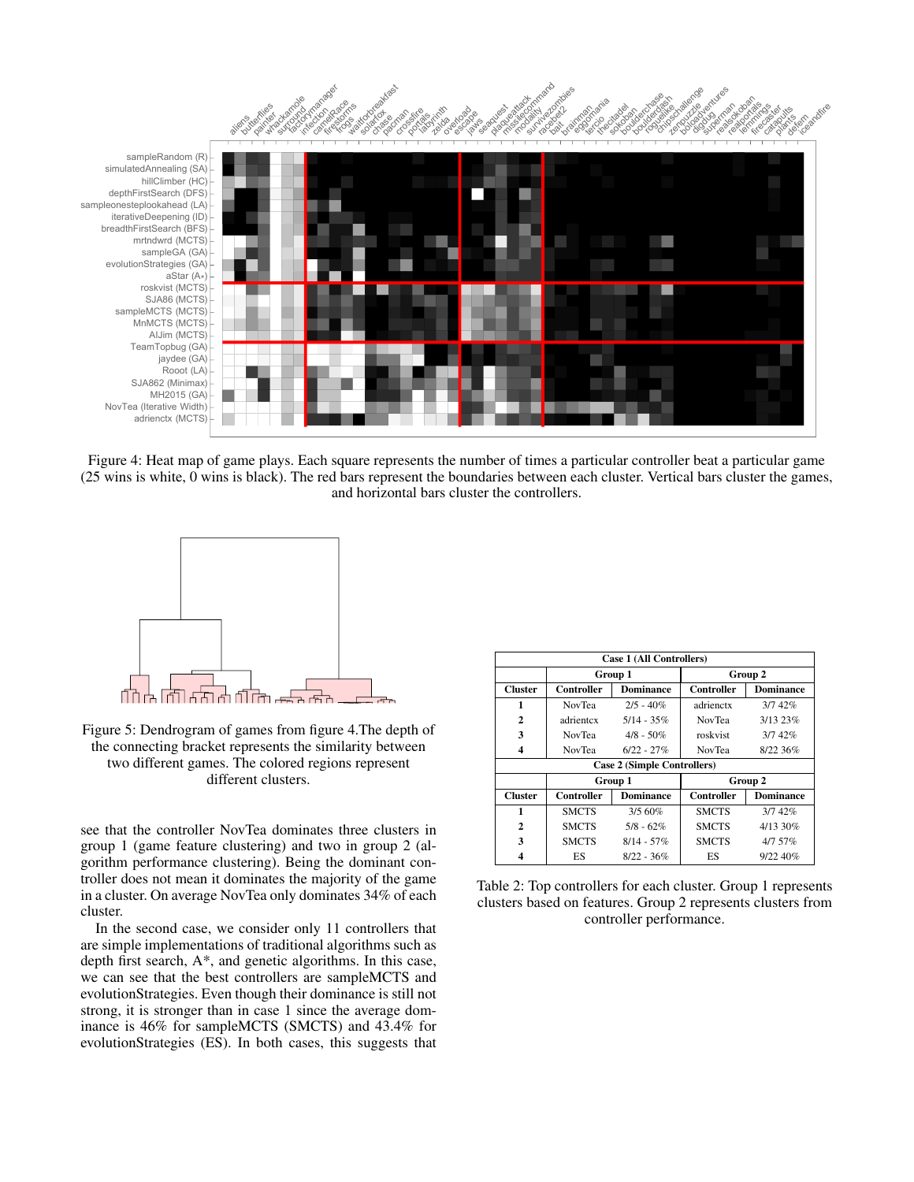Figure 4: Heat map of game plays. Each square represents the number of times a particular controller beat a particular game (25 wins is white, 0 wins is black). The red bars represent the boundaries between each cluster. Vertical bars cluster the games, and horizontal bars cluster the controllers.

Figure 5: Dendrogram of games from figure 4.The depth of the connecting bracket represents the similarity between two different games. The colored regions represent different clusters.

see that the controller NovTea dominates three clusters in group 1 (game feature clustering) and two in group 2 (algorithm performance clustering). Being the dominant controller does not mean it dominates the majority of the game in a cluster. On average NovTea only dominates 34% of each cluster.

In the second case, we consider only 11 controllers that are simple implementations of traditional algorithms such as depth first search, A*, and genetic algorithms. In this case, we can see that the best controllers are sampleMCTS and evolutionStrategies. Even though their dominance is still not strong, it is stronger than in case 1 since the average dominance is 46% for sampleMCTS (SMCTS) and 43.4% for evolutionStrategies (ES). In both cases, this suggests that

| **Case 1 (All Controllers)** | | | | |
|---|---|---|---|---|
| | **Group 1** | | **Group 2** | |
| **Cluster** | **Controller** | **Dominance** | **Controller** | **Dominance** |
| **1** | NovTea | 2/5 - 40% | adrienctx | 3/7 42% |
| **2** | adrientcx | 5/14 - 35% | NovTea | 3/13 23% |
| **3** | NovTea | 4/8 - 50% | roskvist | 3/7 42% |
| **4** | NovTea | 6/22 - 27% | NovTea | 8/22 36% |
| **Case 2 (Simple Controllers)** | | | | |
| | **Group 1** | | **Group 2** | |
| **Cluster** | **Controller** | **Dominance** | **Controller** | **Dominance** |
| **1** | SMCTS | 3/5 60% | SMCTS | 3/7 42% |
| **2** | SMCTS | 5/8 - 62% | SMCTS | 4/13 30% |
| **3** | SMCTS | 8/14 - 57% | SMCTS | 4/7 57% |
| **4** | ES | 8/22 - 36% | ES | 9/22 40% |

Table 2: Top controllers for each cluster. Group 1 represents clusters based on features. Group 2 represents clusters from controller performance.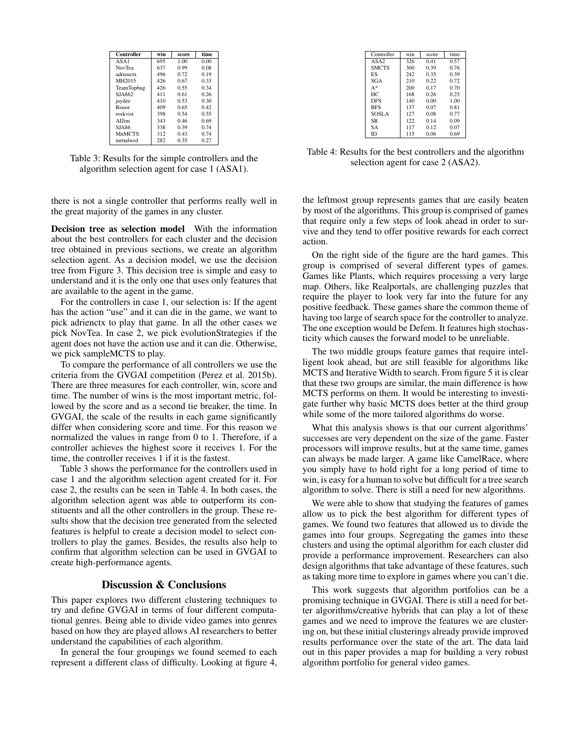| Controller | win | score | time |
|---|---|---|---|
| ASA1 | 695 | 1.00 | 0.00 |
| NovTea | 637 | 0.99 | 0.08 |
| adrienctx | 496 | 0.72 | 0.19 |
| MH2015 | 426 | 0.67 | 0.33 |
| TeamTopbug | 426 | 0.55 | 0.34 |
| SJA862 | 411 | 0.61 | 0.26 |
| jaydee | 410 | 0.53 | 0.30 |
| Rooot | 409 | 0.65 | 0.42 |
| roskvist | 398 | 0.54 | 0.55 |
| AIJim | 343 | 0.46 | 0.69 |
| SJA86 | 338 | 0.39 | 0.74 |
| MnMCTS | 312 | 0.43 | 0.74 |
| mrtndwrd | 282 | 0.35 | 0.27 |

Table 3: Results for the simple controllers and the algorithm selection agent for case 1 (ASA1).

| Controller | win | score | time |
|---|---|---|---|
| ASA2 | 326 | 0.41 | 0.57 |
| SMCTS | 300 | 0.39 | 0.76 |
| ES | 242 | 0.35 | 0.39 |
| SGA | 210 | 0.22 | 0.72 |
| A* | 200 | 0.17 | 0.70 |
| HC | 168 | 0.26 | 0.25 |
| DFS | 140 | 0.00 | 1.00 |
| BFS | 137 | 0.07 | 0.81 |
| SOSLA | 127 | 0.08 | 0.77 |
| SR | 122 | 0.14 | 0.09 |
| SA | 117 | 0.12 | 0.07 |
| ID | 115 | 0.06 | 0.69 |

Table 4: Results for the best controllers and the algorithm selection agent for case 2 (ASA2).

there is not a single controller that performs really well in the great majority of the games in any cluster.

**Decision tree as selection model** With the information about the best controllers for each cluster and the decision tree obtained in previous sections, we create an algorithm selection agent. As a decision model, we use the decision tree from Figure 3. This decision tree is simple and easy to understand and it is the only one that uses only features that are available to the agent in the game.

For the controllers in case 1, our selection is: If the agent has the action "use" and it can die in the game, we want to pick adrienctx to play that game. In all the other cases we pick NovTea. In case 2, we pick evolutionStrategies if the agent does not have the action use and it can die. Otherwise, we pick sampleMCTS to play.

To compare the performance of all controllers we use the criteria from the GVGAI competition (Perez et al. 2015b). There are three measures for each controller, win, score and time. The number of wins is the most important metric, followed by the score and as a second tie breaker, the time. In GVGAI, the scale of the results in each game significantly differ when considering score and time. For this reason we normalized the values in range from 0 to 1. Therefore, if a controller achieves the highest score it receives 1. For the time, the controller receives 1 if it is the fastest.

Table 3 shows the performance for the controllers used in case 1 and the algorithm selection agent created for it. For case 2, the results can be seen in Table 4. In both cases, the algorithm selection agent was able to outperform its constituents and all the other controllers in the group. These results show that the decision tree generated from the selected features is helpful to create a decision model to select controllers to play the games. Besides, the results also help to confirm that algorithm selection can be used in GVGAI to create high-performance agents.

## Discussion & Conclusions

This paper explores two different clustering techniques to try and define GVGAI in terms of four different computational genres. Being able to divide video games into genres based on how they are played allows AI researchers to better understand the capabilities of each algorithm.

In general the four groupings we found seemed to each represent a different class of difficulty. Looking at figure 4, the leftmost group represents games that are easily beaten by most of the algorithms. This group is comprised of games that require only a few steps of look ahead in order to survive and they tend to offer positive rewards for each correct action.

On the right side of the figure are the hard games. This group is comprised of several different types of games. Games like Plants, which requires processing a very large map. Others, like Realportals, are challenging puzzles that require the player to look very far into the future for any positive feedback. These games share the common theme of having too large of search space for the controller to analyze. The one exception would be Defem. It features high stochasticity which causes the forward model to be unreliable.

The two middle groups feature games that require intelligent look ahead, but are still feasible for algorithms like MCTS and Iterative Width to search. From figure 5 it is clear that these two groups are similar, the main difference is how MCTS performs on them. It would be interesting to investigate further why basic MCTS does better at the third group while some of the more tailored algorithms do worse.

What this analysis shows is that our current algorithms' successes are very dependent on the size of the game. Faster processors will improve results, but at the same time, games can always be made larger. A game like CamelRace, where you simply have to hold right for a long period of time to win, is easy for a human to solve but difficult for a tree search algorithm to solve. There is still a need for new algorithms.

We were able to show that studying the features of games allow us to pick the best algorithm for different types of games. We found two features that allowed us to divide the games into four groups. Segregating the games into these clusters and using the optimal algorithm for each cluster did provide a performance improvement. Researchers can also design algorithms that take advantage of these features, such as taking more time to explore in games where you can't die.

This work suggests that algorithm portfolios can be a promising technique in GVGAI. There is still a need for better algorithms/creative hybrids that can play a lot of these games and we need to improve the features we are clustering on, but these initial clusterings already provide improved results performance over the state of the art. The data laid out in this paper provides a map for building a very robust algorithm portfolio for general video games.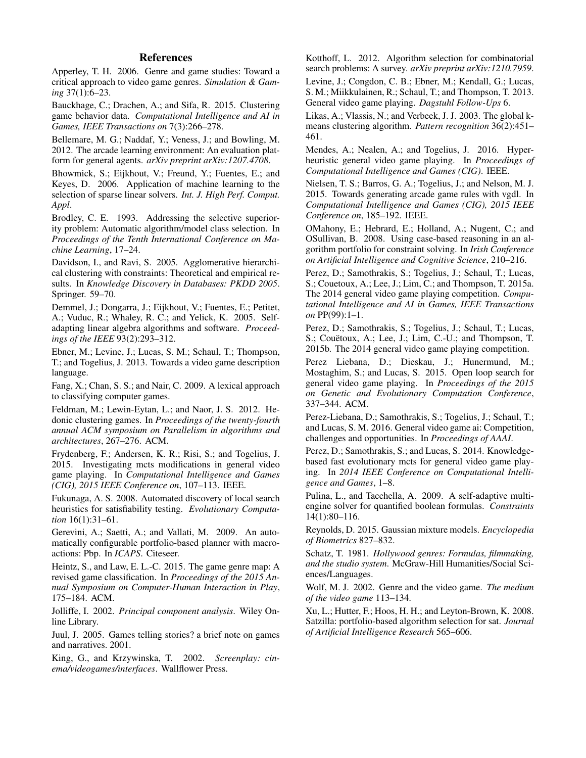## References

Apperley, T. H. 2006. Genre and game studies: Toward a critical approach to video game genres. *Simulation & Gaming* 37(1):6–23.

Bauckhage, C.; Drachen, A.; and Sifa, R. 2015. Clustering game behavior data. *Computational Intelligence and AI in Games, IEEE Transactions on* 7(3):266–278.

Bellemare, M. G.; Naddaf, Y.; Veness, J.; and Bowling, M. 2012. The arcade learning environment: An evaluation platform for general agents. *arXiv preprint arXiv:1207.4708*.

Bhowmick, S.; Eijkhout, V.; Freund, Y.; Fuentes, E.; and Keyes, D. 2006. Application of machine learning to the selection of sparse linear solvers. *Int. J. High Perf. Comput. Appl*.

Brodley, C. E. 1993. Addressing the selective superiority problem: Automatic algorithm/model class selection. In *Proceedings of the Tenth International Conference on Machine Learning*, 17–24.

Davidson, I., and Ravi, S. 2005. Agglomerative hierarchical clustering with constraints: Theoretical and empirical results. In *Knowledge Discovery in Databases: PKDD 2005*. Springer. 59–70.

Demmel, J.; Dongarra, J.; Eijkhout, V.; Fuentes, E.; Petitet, A.; Vuduc, R.; Whaley, R. C.; and Yelick, K. 2005. Self-adapting linear algebra algorithms and software. *Proceedings of the IEEE* 93(2):293–312.

Ebner, M.; Levine, J.; Lucas, S. M.; Schaul, T.; Thompson, T.; and Togelius, J. 2013. Towards a video game description language.

Fang, X.; Chan, S. S.; and Nair, C. 2009. A lexical approach to classifying computer games.

Feldman, M.; Lewin-Eytan, L.; and Naor, J. S. 2012. Hedonic clustering games. In *Proceedings of the twenty-fourth annual ACM symposium on Parallelism in algorithms and architectures*, 267–276. ACM.

Frydenberg, F.; Andersen, K. R.; Risi, S.; and Togelius, J. 2015. Investigating mcts modifications in general video game playing. In *Computational Intelligence and Games (CIG), 2015 IEEE Conference on*, 107–113. IEEE.

Fukunaga, A. S. 2008. Automated discovery of local search heuristics for satisfiability testing. *Evolutionary Computation* 16(1):31–61.

Gerevini, A.; Saetti, A.; and Vallati, M. 2009. An automatically configurable portfolio-based planner with macro-actions: Pbp. In *ICAPS*. Citeseer.

Heintz, S., and Law, E. L.-C. 2015. The game genre map: A revised game classification. In *Proceedings of the 2015 Annual Symposium on Computer-Human Interaction in Play*, 175–184. ACM.

Jolliffe, I. 2002. *Principal component analysis*. Wiley Online Library.

Juul, J. 2005. Games telling stories? a brief note on games and narratives. 2001.

King, G., and Krzywinska, T. 2002. *Screenplay: cinema/videogames/interfaces*. Wallflower Press.

Kotthoff, L. 2012. Algorithm selection for combinatorial search problems: A survey. *arXiv preprint arXiv:1210.7959*.

Levine, J.; Congdon, C. B.; Ebner, M.; Kendall, G.; Lucas, S. M.; Miikkulainen, R.; Schaul, T.; and Thompson, T. 2013. General video game playing. *Dagstuhl Follow-Ups* 6.

Likas, A.; Vlassis, N.; and Verbeek, J. J. 2003. The global k-means clustering algorithm. *Pattern recognition* 36(2):451–461.

Mendes, A.; Nealen, A.; and Togelius, J. 2016. Hyper-heuristic general video game playing. In *Proceedings of Computational Intelligence and Games (CIG)*. IEEE.

Nielsen, T. S.; Barros, G. A.; Togelius, J.; and Nelson, M. J. 2015. Towards generating arcade game rules with vgdl. In *Computational Intelligence and Games (CIG), 2015 IEEE Conference on*, 185–192. IEEE.

OMahony, E.; Hebrard, E.; Holland, A.; Nugent, C.; and OSullivan, B. 2008. Using case-based reasoning in an algorithm portfolio for constraint solving. In *Irish Conference on Artificial Intelligence and Cognitive Science*, 210–216.

Perez, D.; Samothrakis, S.; Togelius, J.; Schaul, T.; Lucas, S.; Couetoux, A.; Lee, J.; Lim, C.; and Thompson, T. 2015a. The 2014 general video game playing competition. *Computational Intelligence and AI in Games, IEEE Transactions on* PP(99):1–1.

Perez, D.; Samothrakis, S.; Togelius, J.; Schaul, T.; Lucas, S.; Couëtoux, A.; Lee, J.; Lim, C.-U.; and Thompson, T. 2015b. The 2014 general video game playing competition.

Perez Liebana, D.; Dieskau, J.; Hunermund, M.; Mostaghim, S.; and Lucas, S. 2015. Open loop search for general video game playing. In *Proceedings of the 2015 on Genetic and Evolutionary Computation Conference*, 337–344. ACM.

Perez-Liebana, D.; Samothrakis, S.; Togelius, J.; Schaul, T.; and Lucas, S. M. 2016. General video game ai: Competition, challenges and opportunities. In *Proceedings of AAAI*.

Perez, D.; Samothrakis, S.; and Lucas, S. 2014. Knowledge-based fast evolutionary mcts for general video game playing. In *2014 IEEE Conference on Computational Intelligence and Games*, 1–8.

Pulina, L., and Tacchella, A. 2009. A self-adaptive multi-engine solver for quantified boolean formulas. *Constraints* 14(1):80–116.

Reynolds, D. 2015. Gaussian mixture models. *Encyclopedia of Biometrics* 827–832.

Schatz, T. 1981. *Hollywood genres: Formulas, filmmaking, and the studio system*. McGraw-Hill Humanities/Social Sciences/Languages.

Wolf, M. J. 2002. Genre and the video game. *The medium of the video game* 113–134.

Xu, L.; Hutter, F.; Hoos, H. H.; and Leyton-Brown, K. 2008. Satzilla: portfolio-based algorithm selection for sat. *Journal of Artificial Intelligence Research* 565–606.